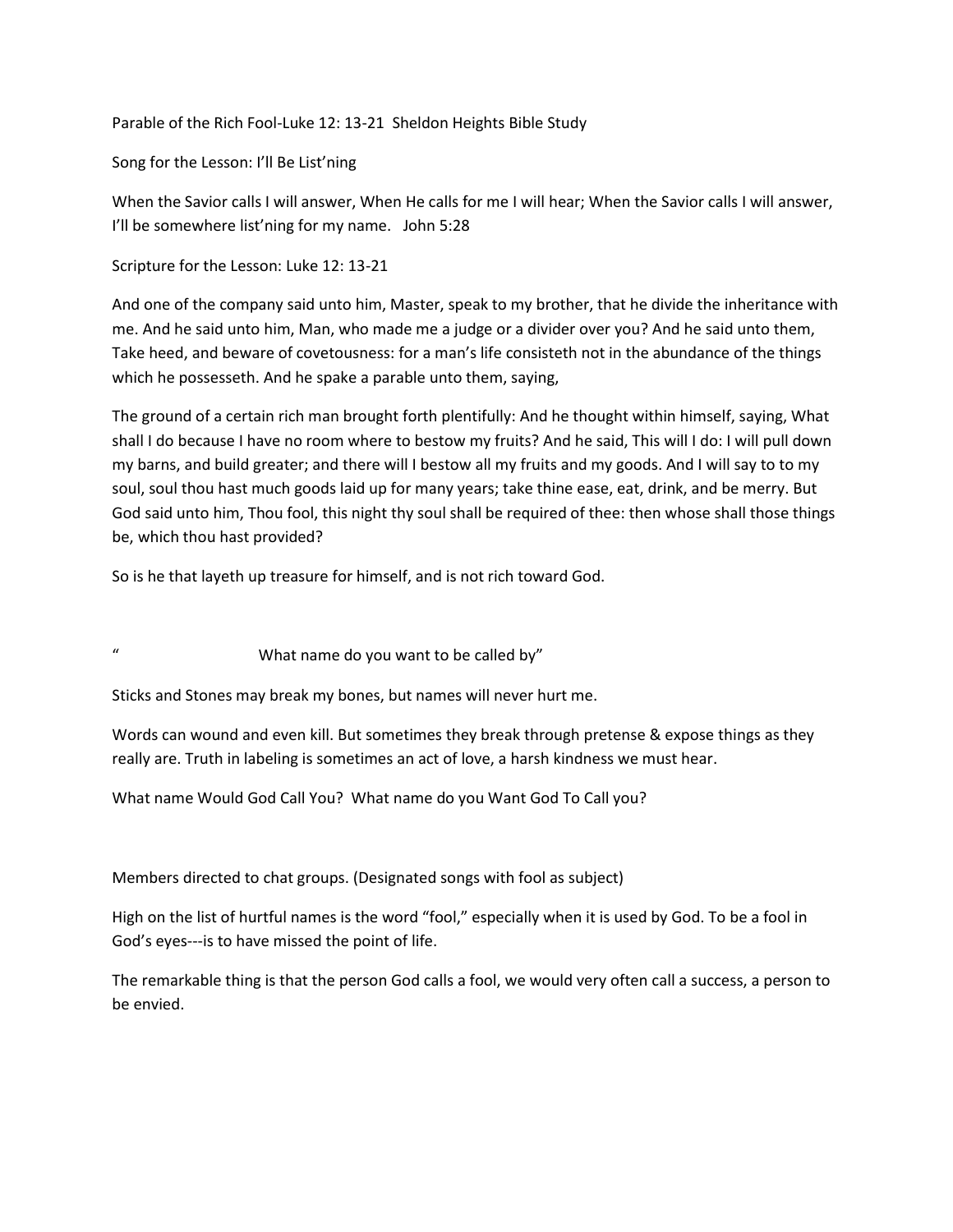Parable of the Rich Fool-Luke 12: 13-21 Sheldon Heights Bible Study

Song for the Lesson: I'll Be List'ning

When the Savior calls I will answer, When He calls for me I will hear; When the Savior calls I will answer, I'll be somewhere list'ning for my name. John 5:28

Scripture for the Lesson: Luke 12: 13-21

And one of the company said unto him, Master, speak to my brother, that he divide the inheritance with me. And he said unto him, Man, who made me a judge or a divider over you? And he said unto them, Take heed, and beware of covetousness: for a man's life consisteth not in the abundance of the things which he possesseth. And he spake a parable unto them, saying,

The ground of a certain rich man brought forth plentifully: And he thought within himself, saying, What shall I do because I have no room where to bestow my fruits? And he said, This will I do: I will pull down my barns, and build greater; and there will I bestow all my fruits and my goods. And I will say to to my soul, soul thou hast much goods laid up for many years; take thine ease, eat, drink, and be merry. But God said unto him, Thou fool, this night thy soul shall be required of thee: then whose shall those things be, which thou hast provided?

So is he that layeth up treasure for himself, and is not rich toward God.

" What name do you want to be called by"

Sticks and Stones may break my bones, but names will never hurt me.

Words can wound and even kill. But sometimes they break through pretense & expose things as they really are. Truth in labeling is sometimes an act of love, a harsh kindness we must hear.

What name Would God Call You? What name do you Want God To Call you?

Members directed to chat groups. (Designated songs with fool as subject)

High on the list of hurtful names is the word "fool," especially when it is used by God. To be a fool in God's eyes---is to have missed the point of life.

The remarkable thing is that the person God calls a fool, we would very often call a success, a person to be envied.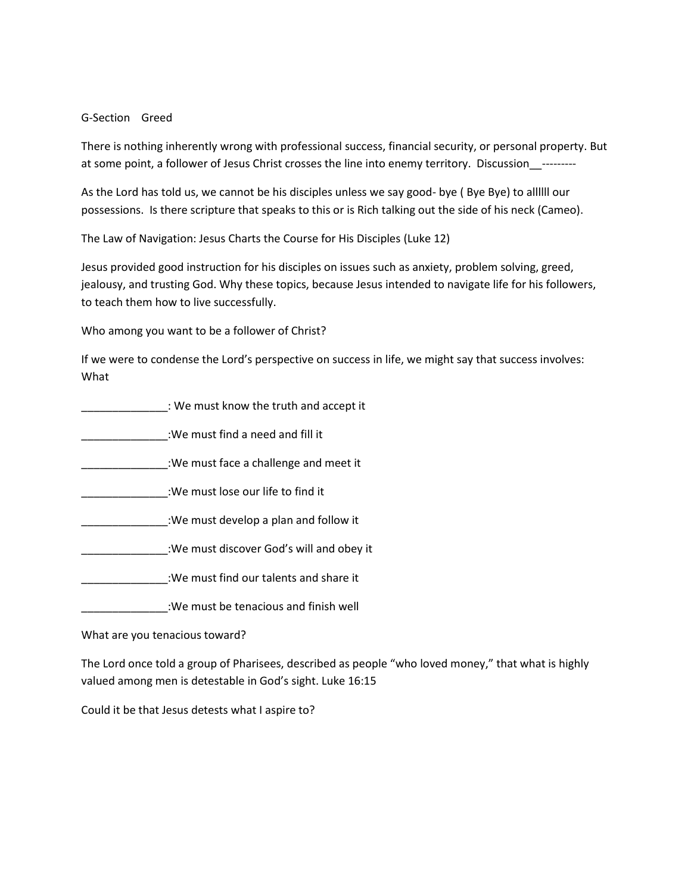G-Section    Greed

There is nothing inherently wrong with professional success, financial security, or personal property. But at some point, a follower of Jesus Christ crosses the line into enemy territory.  Discussion__---------

As the Lord has told us, we cannot be his disciples unless we say good- bye ( Bye Bye) to allllll our possessions.  Is there scripture that speaks to this or is Rich talking out the side of his neck (Cameo).

The Law of Navigation: Jesus Charts the Course for His Disciples (Luke 12)

Jesus provided good instruction for his disciples on issues such as anxiety, problem solving, greed, jealousy, and trusting God. Why these topics, because Jesus intended to navigate life for his followers, to teach them how to live successfully.

Who among you want to be a follower of Christ?

If we were to condense the Lord's perspective on success in life, we might say that success involves: What

______________: We must know the truth and accept it

______________:We must find a need and fill it

______________:We must face a challenge and meet it

______________:We must lose our life to find it

______________:We must develop a plan and follow it

______________:We must discover God's will and obey it

______________:We must find our talents and share it

______________:We must be tenacious and finish well

What are you tenacious toward?

The Lord once told a group of Pharisees, described as people "who loved money," that what is highly valued among men is detestable in God's sight. Luke 16:15

Could it be that Jesus detests what I aspire to?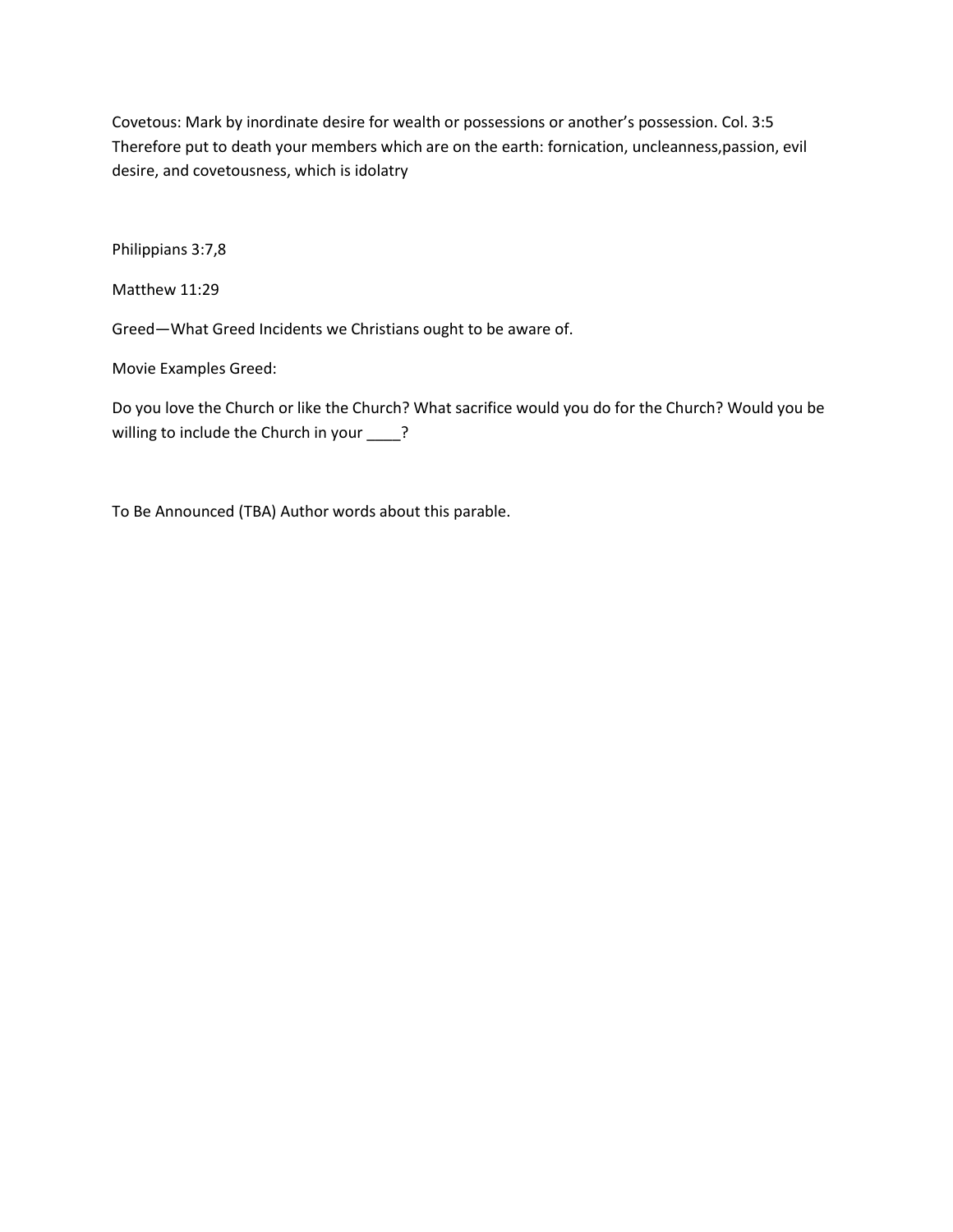Covetous: Mark by inordinate desire for wealth or possessions or another's possession. Col. 3:5 Therefore put to death your members which are on the earth: fornication, uncleanness,passion, evil desire, and covetousness, which is idolatry

Philippians 3:7,8

Matthew 11:29

Greed—What Greed Incidents we Christians ought to be aware of.

Movie Examples Greed:

Do you love the Church or like the Church? What sacrifice would you do for the Church? Would you be willing to include the Church in your ____?

To Be Announced (TBA) Author words about this parable.